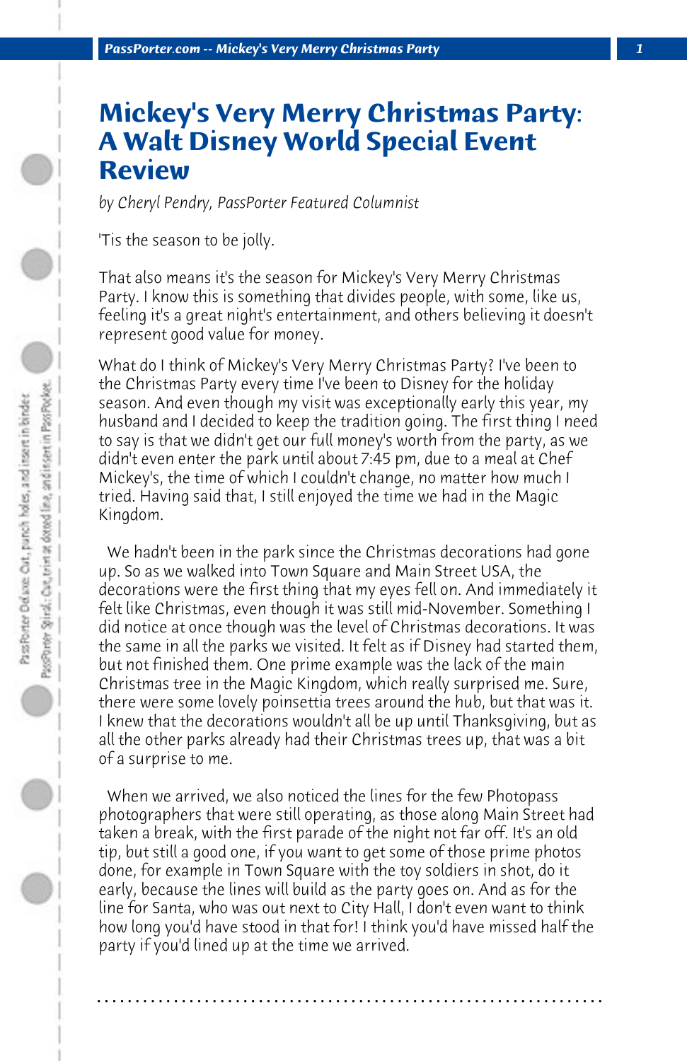# Mickey's Very Merry Christmas Party: A Walt Disney World Special Event Review

*by Cheryl Pendry, PassPorter Featured Columnist*

'Tis the season to be jolly.

That also means it's the season for Mickey's Very Merry Christmas Party. I know this is something that divides people, with some, like us, feeling it's a great night's entertainment, and others believing it doesn't represent good value for money.

What do I think of Mickey's Very Merry Christmas Party? I've been to the Christmas Party every time I've been to Disney for the holiday season. And even though my visit was exceptionally early this year, my husband and I decided to keep the tradition going. The first thing I need to say is that we didn't get our full money's worth from the party, as we didn't even enter the park until about 7:45 pm, due to a meal at Chef Mickey's, the time of which I couldn't change, no matter how much I tried. Having said that, I still enjoyed the time we had in the Magic Kingdom.

We hadn't been in the park since the Christmas decorations had gone up. So as we walked into Town Square and Main Street USA, the decorations were the first thing that my eyes fell on. And immediately it felt like Christmas, even though it was still mid-November. Something I did notice at once though was the level of Christmas decorations. It was the same in all the parks we visited. It felt as if Disney had started them, but not finished them. One prime example was the lack of the main Christmas tree in the Magic Kingdom, which really surprised me. Sure, there were some lovely poinsettia trees around the hub, but that was it. I knew that the decorations wouldn't all be up until Thanksgiving, but as all the other parks already had their Christmas trees up, that was a bit of a surprise to me.

When we arrived, we also noticed the lines for the few Photopass photographers that were still operating, as those along Main Street had taken a break, with the first parade of the night not far off. It's an old tip, but still a good one, if you want to get some of those prime photos done, for example in Town Square with the toy soldiers in shot, do it early, because the lines will build as the party goes on. And as for the line for Santa, who was out next to City Hall, I don't even want to think how long you'd have stood in that for! I think you'd have missed half the party if you'd lined up at the time we arrived.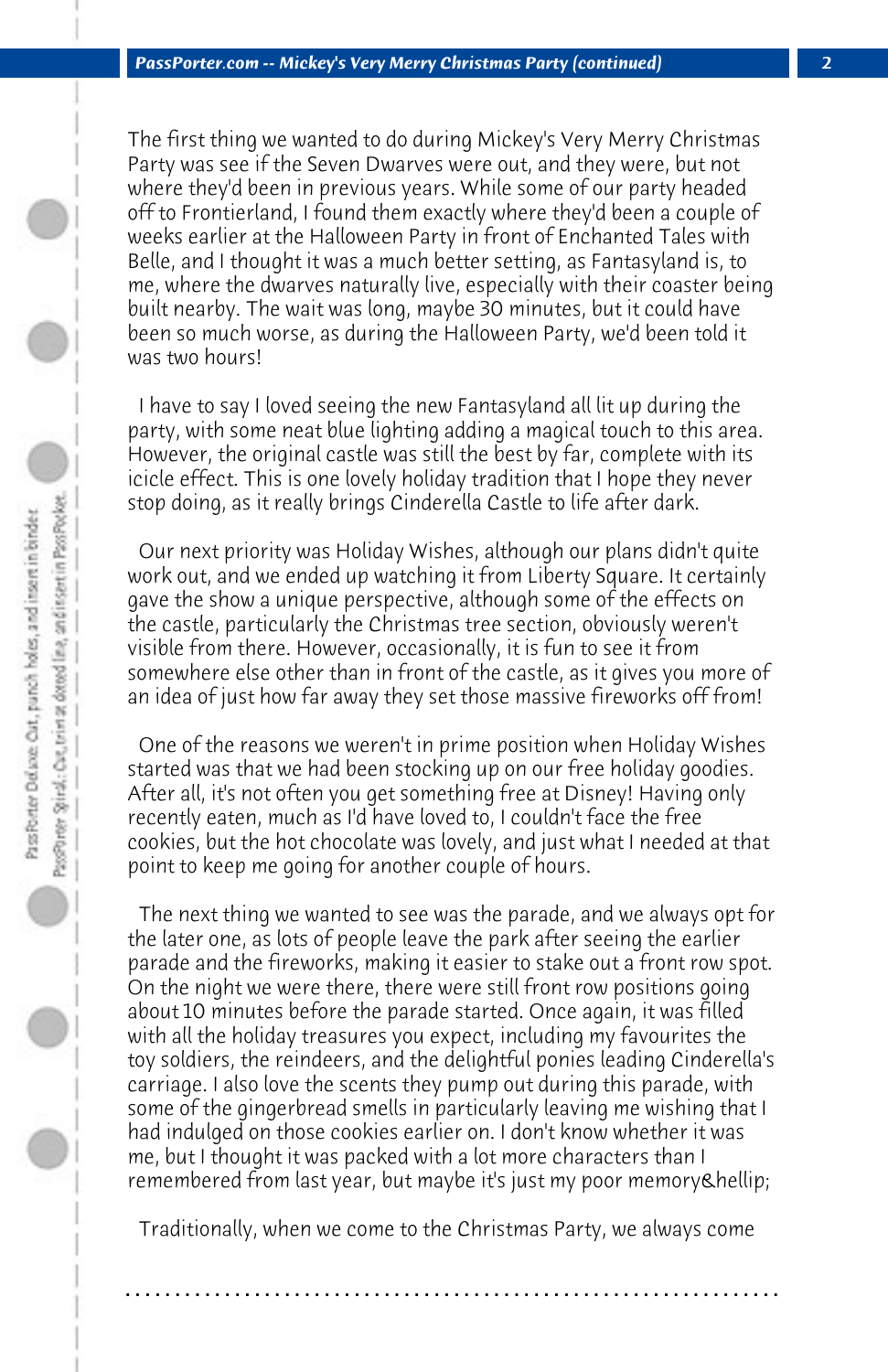The first thing we wanted to do during Mickey's Very Merry Christmas Party was see if the Seven Dwarves were out, and they were, but not where they'd been in previous years. While some of our party headed off to Frontierland, I found them exactly where they'd been a couple of weeks earlier at the Halloween Party in front of Enchanted Tales with Belle, and I thought it was a much better setting, as Fantasyland is, to me, where the dwarves naturally live, especially with their coaster being built nearby. The wait was long, maybe 30 minutes, but it could have been so much worse, as during the Halloween Party, we'd been told it was two hours!

I have to say I loved seeing the new Fantasyland all lit up during the party, with some neat blue lighting adding a magical touch to this area. However, the original castle was still the best by far, complete with its icicle effect. This is one lovely holiday tradition that I hope they never stop doing, as it really brings Cinderella Castle to life after dark.

Our next priority was Holiday Wishes, although our plans didn't quite work out, and we ended up watching it from Liberty Square. It certainly gave the show a unique perspective, although some of the effects on the castle, particularly the Christmas tree section, obviously weren't visible from there. However, occasionally, it is fun to see it from somewhere else other than in front of the castle, as it gives you more of an idea of just how far away they set those massive fireworks off from!

One of the reasons we weren't in prime position when Holiday Wishes started was that we had been stocking up on our free holiday goodies. After all, it's not often you get something free at Disney! Having only recently eaten, much as I'd have loved to, I couldn't face the free cookies, but the hot chocolate was lovely, and just what I needed at that point to keep me going for another couple of hours.

The next thing we wanted to see was the parade, and we always opt for the later one, as lots of people leave the park after seeing the earlier parade and the fireworks, making it easier to stake out a front row spot. On the night we were there, there were still front row positions going about 10 minutes before the parade started. Once again, it was filled with all the holiday treasures you expect, including my favourites the toy soldiers, the reindeers, and the delightful ponies leading Cinderella's carriage. I also love the scents they pump out during this parade, with some of the gingerbread smells in particularly leaving me wishing that I had indulged on those cookies earlier on. I don't know whether it was me, but I thought it was packed with a lot more characters than I remembered from last year, but maybe it's just my poor memory&hellip;

Traditionally, when we come to the Christmas Party, we always come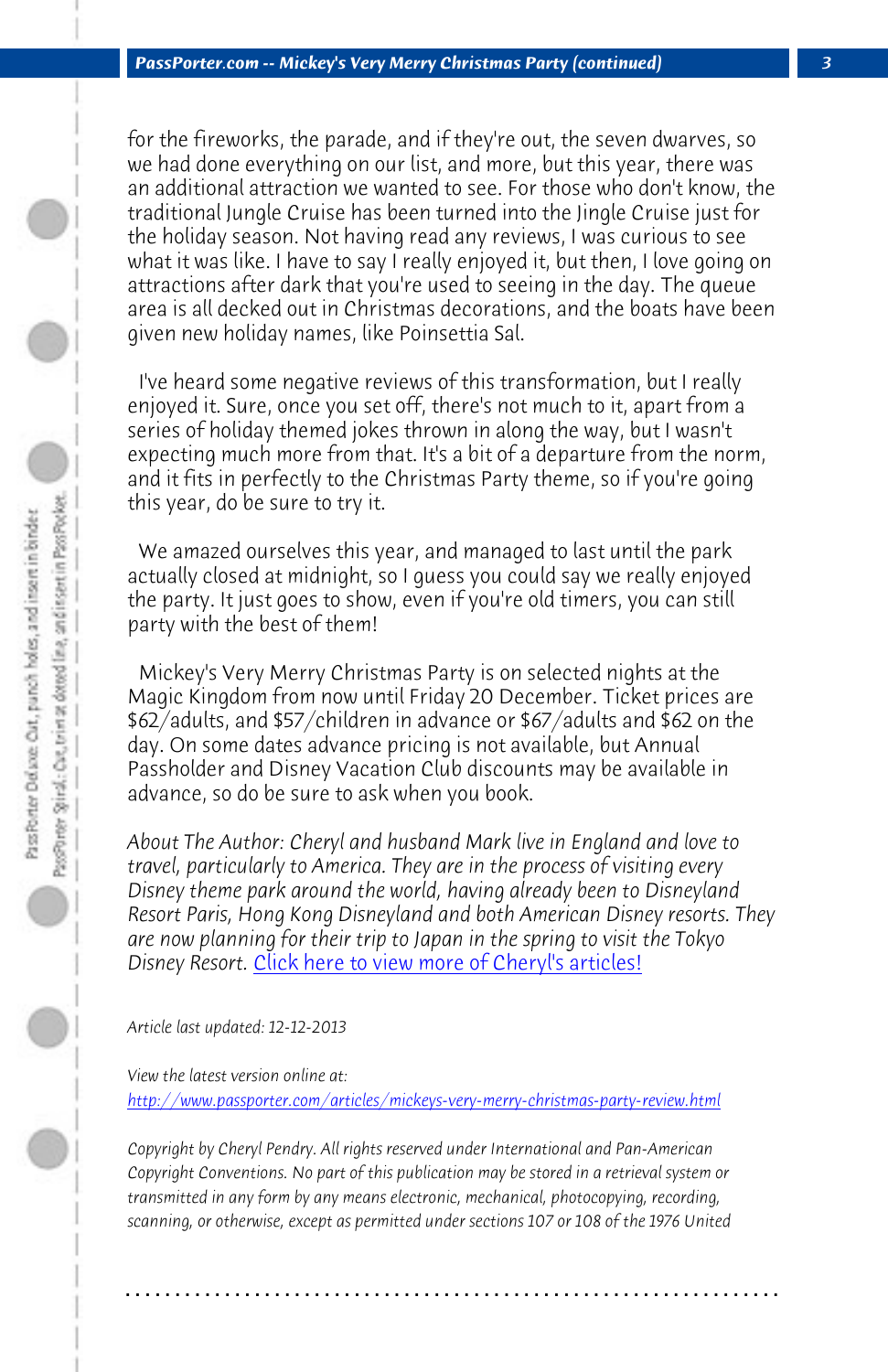for the fireworks, the parade, and if they're out, the seven dwarves, so we had done everything on our list, and more, but this year, there was an additional attraction we wanted to see. For those who don't know, the traditional Jungle Cruise has been turned into the Jingle Cruise just for the holiday season. Not having read any reviews, I was curious to see what it was like. I have to say I really enjoyed it, but then, I love going on attractions after dark that you're used to seeing in the day. The queue area is all decked out in Christmas decorations, and the boats have been given new holiday names, like Poinsettia Sal.

I've heard some negative reviews of this transformation, but I really enjoyed it. Sure, once you set off, there's not much to it, apart from a series of holiday themed jokes thrown in along the way, but I wasn't expecting much more from that. It's a bit of a departure from the norm, and it fits in perfectly to the Christmas Party theme, so if you're going this year, do be sure to try it.

We amazed ourselves this year, and managed to last until the park actually closed at midnight, so I guess you could say we really enjoyed the party. It just goes to show, even if you're old timers, you can still party with the best of them!

Mickey's Very Merry Christmas Party is on selected nights at the Magic Kingdom from now until Friday 20 December. Ticket prices are $62/adults, and $57/children in advance or $67/adults and $62 on the day. On some dates advance pricing is not available, but Annual Passholder and Disney Vacation Club discounts may be available in advance, so do be sure to ask when you book.

*About The Author: Cheryl and husband Mark live in England and love to travel, particularly to America. They are in the process of visiting every Disney theme park around the world, having already been to Disneyland Resort Paris, Hong Kong Disneyland and both American Disney resorts. They are now planning for their trip to Japan in the spring to visit the Tokyo Disney Resort.* Click here to view more of Cheryl's articles!

*Article last updated: 12-12-2013*

*View the latest version online at:*
*http://www.passporter.com/articles/mickeys-very-merry-christmas-party-review.html*

*Copyright by Cheryl Pendry. All rights reserved under International and Pan-American Copyright Conventions. No part of this publication may be stored in a retrieval system or transmitted in any form by any means electronic, mechanical, photocopying, recording, scanning, or otherwise, except as permitted under sections 107 or 108 of the 1976 United*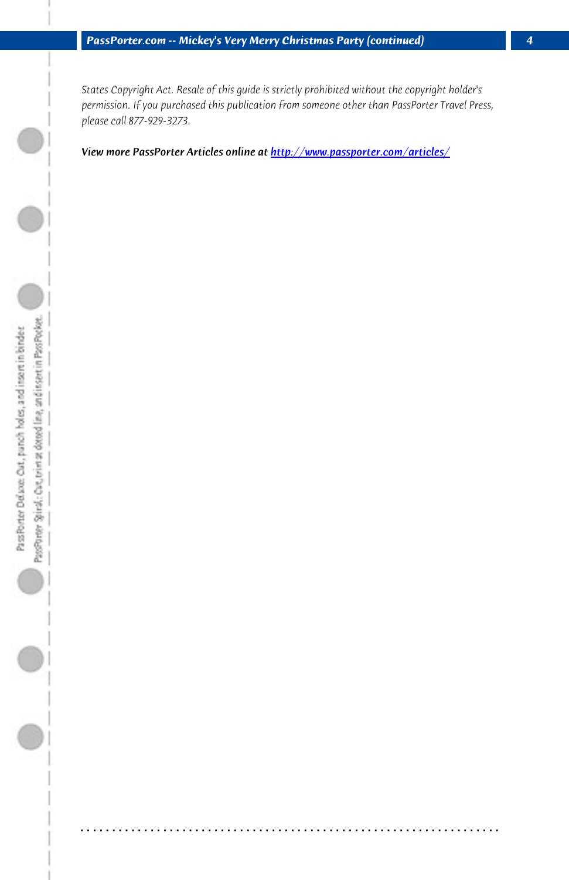*States Copyright Act. Resale of this guide is strictly prohibited without the copyright holder's permission. If you purchased this publication from someone other than PassPorter Travel Press, please call 877-929-3273.*

**View more PassPorter Articles online at [http://www.passporter.com/articles/](http://www.passporter.com/articles/)**